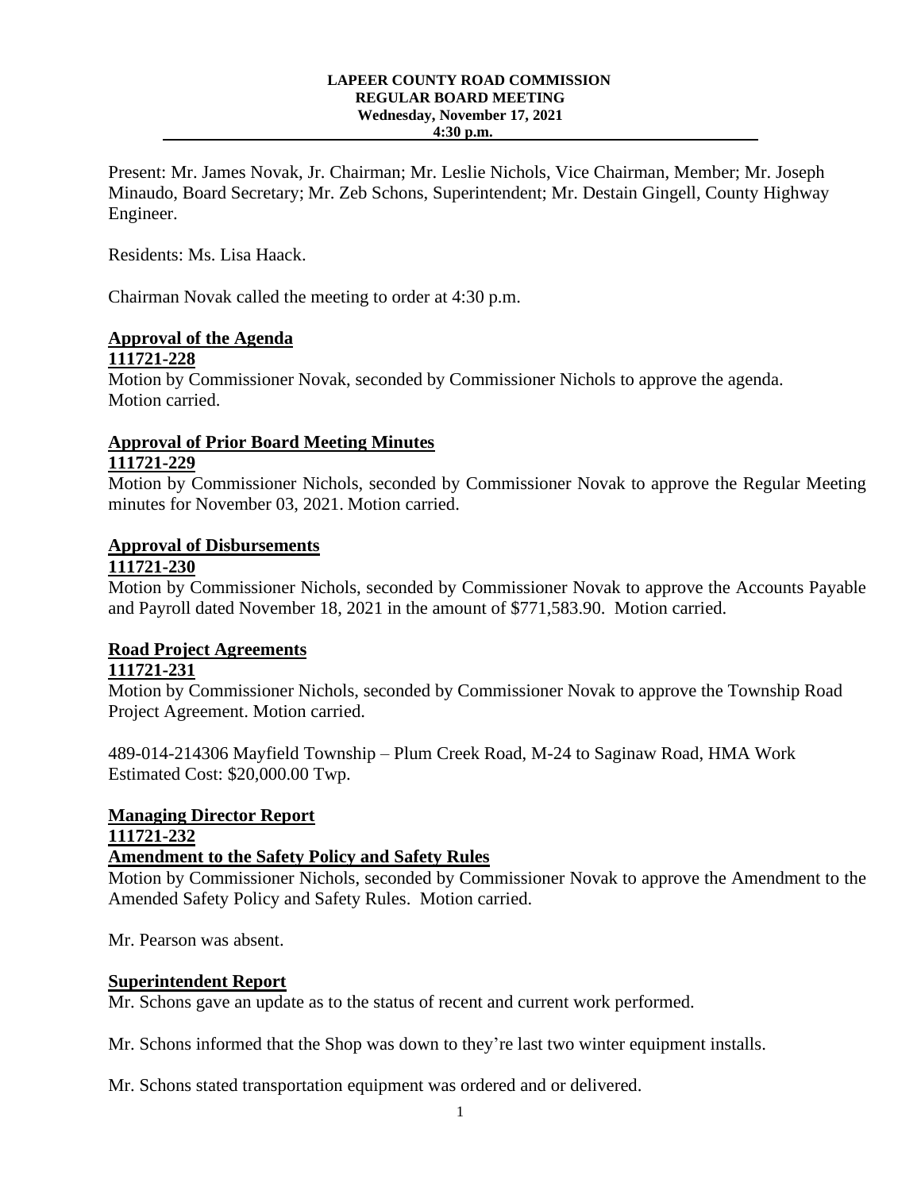**LAPEER COUNTY ROAD COMMISSION**
**REGULAR BOARD MEETING**
**Wednesday, November 17, 2021**
**4:30 p.m.**

Present: Mr. James Novak, Jr. Chairman; Mr. Leslie Nichols, Vice Chairman, Member; Mr. Joseph Minaudo, Board Secretary; Mr. Zeb Schons, Superintendent; Mr. Destain Gingell, County Highway Engineer.

Residents: Ms. Lisa Haack.

Chairman Novak called the meeting to order at 4:30 p.m.

**Approval of the Agenda**
**111721-228**
Motion by Commissioner Novak, seconded by Commissioner Nichols to approve the agenda. Motion carried.

**Approval of Prior Board Meeting Minutes**
**111721-229**
Motion by Commissioner Nichols, seconded by Commissioner Novak to approve the Regular Meeting minutes for November 03, 2021. Motion carried.

**Approval of Disbursements**
**111721-230**
Motion by Commissioner Nichols, seconded by Commissioner Novak to approve the Accounts Payable and Payroll dated November 18, 2021 in the amount of $771,583.90. Motion carried.

**Road Project Agreements**
**111721-231**
Motion by Commissioner Nichols, seconded by Commissioner Novak to approve the Township Road Project Agreement. Motion carried.

489-014-214306 Mayfield Township – Plum Creek Road, M-24 to Saginaw Road, HMA Work
Estimated Cost: $20,000.00 Twp.

**Managing Director Report**
**111721-232**
**Amendment to the Safety Policy and Safety Rules**
Motion by Commissioner Nichols, seconded by Commissioner Novak to approve the Amendment to the Amended Safety Policy and Safety Rules. Motion carried.

Mr. Pearson was absent.

**Superintendent Report**
Mr. Schons gave an update as to the status of recent and current work performed.

Mr. Schons informed that the Shop was down to they're last two winter equipment installs.

Mr. Schons stated transportation equipment was ordered and or delivered.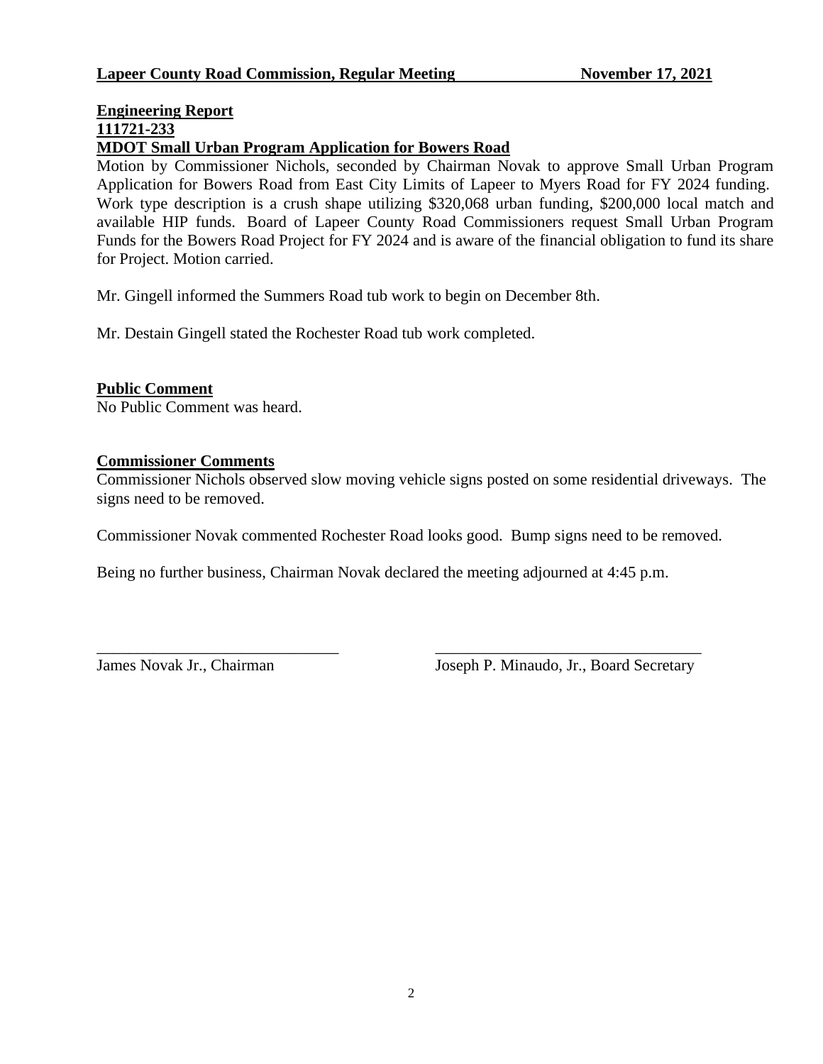## Engineering Report

### 111721-233

### MDOT Small Urban Program Application for Bowers Road

Motion by Commissioner Nichols, seconded by Chairman Novak to approve Small Urban Program Application for Bowers Road from East City Limits of Lapeer to Myers Road for FY 2024 funding. Work type description is a crush shape utilizing $320,068 urban funding, $200,000 local match and available HIP funds. Board of Lapeer County Road Commissioners request Small Urban Program Funds for the Bowers Road Project for FY 2024 and is aware of the financial obligation to fund its share for Project. Motion carried.

Mr. Gingell informed the Summers Road tub work to begin on December 8th.

Mr. Destain Gingell stated the Rochester Road tub work completed.

## Public Comment

No Public Comment was heard.

## Commissioner Comments

Commissioner Nichols observed slow moving vehicle signs posted on some residential driveways. The signs need to be removed.

Commissioner Novak commented Rochester Road looks good. Bump signs need to be removed.

Being no further business, Chairman Novak declared the meeting adjourned at 4:45 p.m.

\_\_\_\_\_\_\_\_\_\_\_\_\_\_\_\_\_\_\_\_\_\_\_\_\_\_\_\_\_\_
James Novak Jr., Chairman

\_\_\_\_\_\_\_\_\_\_\_\_\_\_\_\_\_\_\_\_\_\_\_\_\_\_\_\_\_\_
Joseph P. Minaudo, Jr., Board Secretary